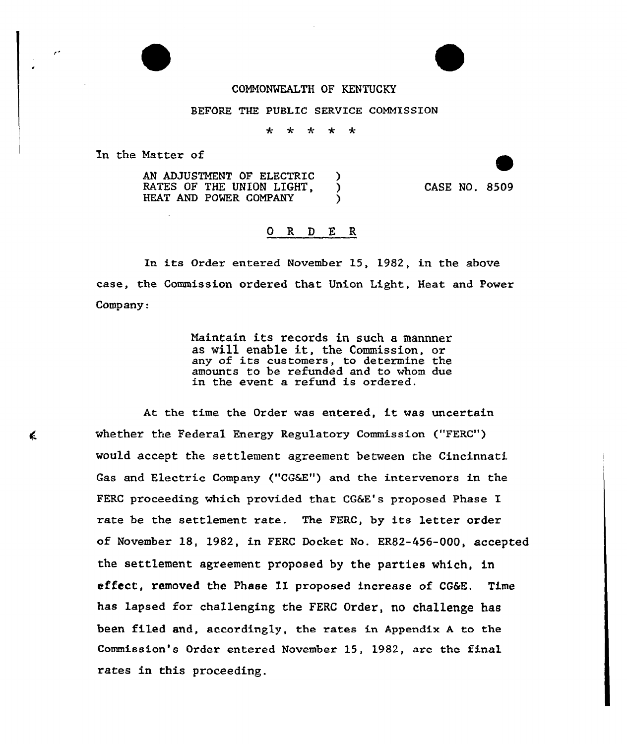COMMONWEALTH OF KENTUCKY

BEFORE THE PUBLIC SERVICE COMMISSION

\* \* \* \* \*

In the Matter of

AN ADJUSTMENT OF ELECTRIC RATES OF THE UNION LIGHT, HEAT AND POWER COMPANY ) CASE NO. 8509

## O R D E R

In its Order entered November 15, 1982, in the above case, the Commission ordered that Union Light, Heat and Power Company:

> Maintain its records in such a mannner as will enable it, the Commission, or any of its customers, to determine the amounts to be refunded and to whom due in the event a refund is ordered.

At the time the Order was entered, it was uncertain whether the Federal Energy Regulatory Commission ("FERC") would accept the settlement agreement between the Cincinnati Gas and Electric Company ("CG&E") and the intervenors in the FERC proceeding which provided that CG&E's proposed Phase I rate be the settlement rate. The FERC, by its letter order of November 18, 1982, in FERC Docket No. ER82-456-000, accepted the settlement agreement proposed by the parties which, in effect, removed the Phase II proposed increase of CG&E. Time has lapsed for challenging the FERC Order, no challenge has been filed and, accordingly, the rates in Appendix A to the Commission's Order entered November 15, 1982, are the final rates in this proceeding.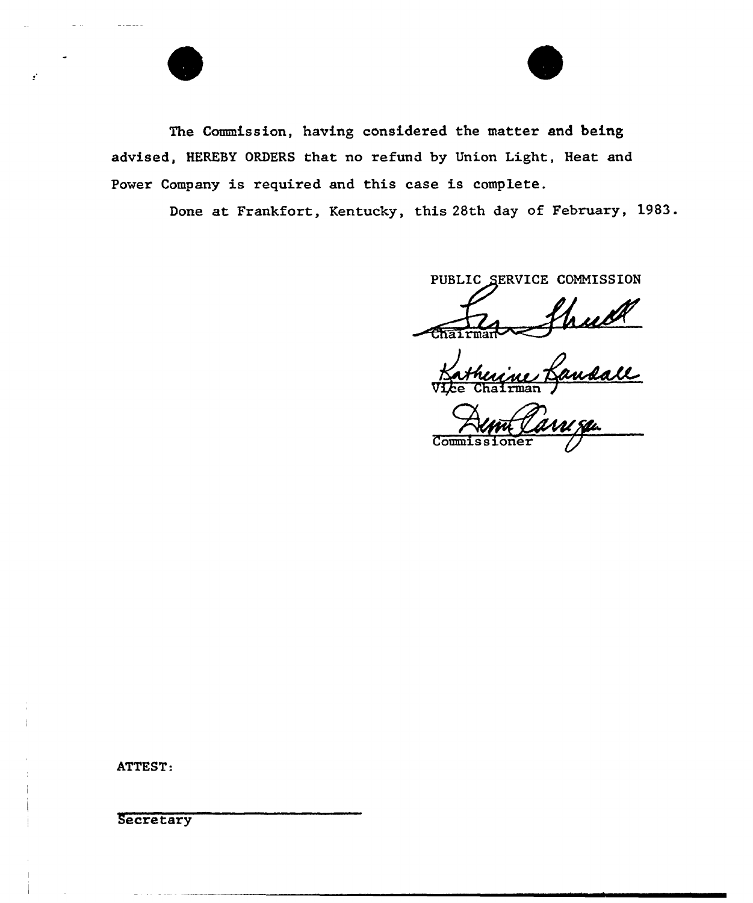The Commission, having considered the matter and being advised, HEREBY ORDERS that no refund by Union Light, Heat and Power Company is required and this case is complete.

Done at Frankfort, Kentucky, this 28th day of February, 1983.

PUBLIC SERVICE COMMISSION

Chairman

Vice Chairman

Commissioner

ATTEST:

Secretary